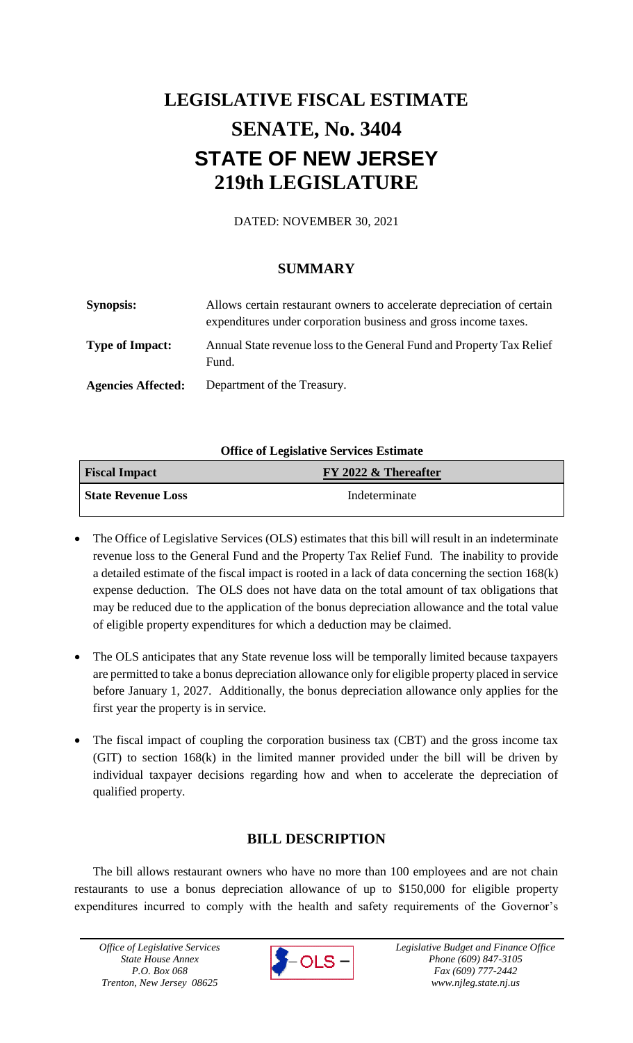# LEGISLATIVE FISCAL ESTIMATE

# SENATE, No. 3404

# STATE OF NEW JERSEY

# 219th LEGISLATURE

DATED: NOVEMBER 30, 2021

## SUMMARY

**Synopsis:** Allows certain restaurant owners to accelerate depreciation of certain expenditures under corporation business and gross income taxes.

**Type of Impact:** Annual State revenue loss to the General Fund and Property Tax Relief Fund.

**Agencies Affected:** Department of the Treasury.

**Office of Legislative Services Estimate**

| Fiscal Impact | FY 2022 & Thereafter |
|---|---|
| State Revenue Loss | Indeterminate |

- The Office of Legislative Services (OLS) estimates that this bill will result in an indeterminate revenue loss to the General Fund and the Property Tax Relief Fund. The inability to provide a detailed estimate of the fiscal impact is rooted in a lack of data concerning the section 168(k) expense deduction. The OLS does not have data on the total amount of tax obligations that may be reduced due to the application of the bonus depreciation allowance and the total value of eligible property expenditures for which a deduction may be claimed.

- The OLS anticipates that any State revenue loss will be temporally limited because taxpayers are permitted to take a bonus depreciation allowance only for eligible property placed in service before January 1, 2027. Additionally, the bonus depreciation allowance only applies for the first year the property is in service.

- The fiscal impact of coupling the corporation business tax (CBT) and the gross income tax (GIT) to section 168(k) in the limited manner provided under the bill will be driven by individual taxpayer decisions regarding how and when to accelerate the depreciation of qualified property.

## BILL DESCRIPTION

The bill allows restaurant owners who have no more than 100 employees and are not chain restaurants to use a bonus depreciation allowance of up to $150,000 for eligible property expenditures incurred to comply with the health and safety requirements of the Governor's

*Office of Legislative Services*
*State House Annex*
*P.O. Box 068*
*Trenton, New Jersey 08625*

*Legislative Budget and Finance Office*
*Phone (609) 847-3105*
*Fax (609) 777-2442*
*www.njleg.state.nj.us*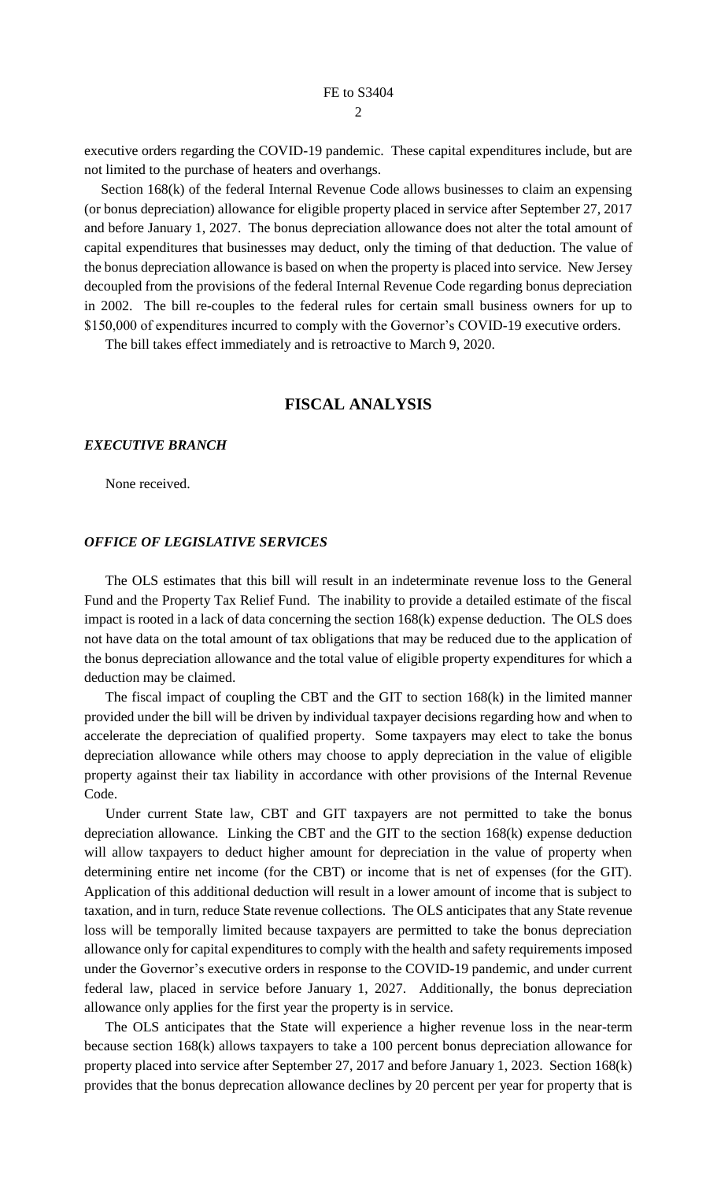executive orders regarding the COVID-19 pandemic. These capital expenditures include, but are not limited to the purchase of heaters and overhangs.

Section 168(k) of the federal Internal Revenue Code allows businesses to claim an expensing (or bonus depreciation) allowance for eligible property placed in service after September 27, 2017 and before January 1, 2027. The bonus depreciation allowance does not alter the total amount of capital expenditures that businesses may deduct, only the timing of that deduction. The value of the bonus depreciation allowance is based on when the property is placed into service. New Jersey decoupled from the provisions of the federal Internal Revenue Code regarding bonus depreciation in 2002. The bill re-couples to the federal rules for certain small business owners for up to \$150,000 of expenditures incurred to comply with the Governor's COVID-19 executive orders.

The bill takes effect immediately and is retroactive to March 9, 2020.

## FISCAL ANALYSIS

### *EXECUTIVE BRANCH*

None received.

### *OFFICE OF LEGISLATIVE SERVICES*

The OLS estimates that this bill will result in an indeterminate revenue loss to the General Fund and the Property Tax Relief Fund. The inability to provide a detailed estimate of the fiscal impact is rooted in a lack of data concerning the section 168(k) expense deduction. The OLS does not have data on the total amount of tax obligations that may be reduced due to the application of the bonus depreciation allowance and the total value of eligible property expenditures for which a deduction may be claimed.

The fiscal impact of coupling the CBT and the GIT to section 168(k) in the limited manner provided under the bill will be driven by individual taxpayer decisions regarding how and when to accelerate the depreciation of qualified property. Some taxpayers may elect to take the bonus depreciation allowance while others may choose to apply depreciation in the value of eligible property against their tax liability in accordance with other provisions of the Internal Revenue Code.

Under current State law, CBT and GIT taxpayers are not permitted to take the bonus depreciation allowance. Linking the CBT and the GIT to the section 168(k) expense deduction will allow taxpayers to deduct higher amount for depreciation in the value of property when determining entire net income (for the CBT) or income that is net of expenses (for the GIT). Application of this additional deduction will result in a lower amount of income that is subject to taxation, and in turn, reduce State revenue collections. The OLS anticipates that any State revenue loss will be temporally limited because taxpayers are permitted to take the bonus depreciation allowance only for capital expenditures to comply with the health and safety requirements imposed under the Governor's executive orders in response to the COVID-19 pandemic, and under current federal law, placed in service before January 1, 2027. Additionally, the bonus depreciation allowance only applies for the first year the property is in service.

The OLS anticipates that the State will experience a higher revenue loss in the near-term because section 168(k) allows taxpayers to take a 100 percent bonus depreciation allowance for property placed into service after September 27, 2017 and before January 1, 2023. Section 168(k) provides that the bonus deprecation allowance declines by 20 percent per year for property that is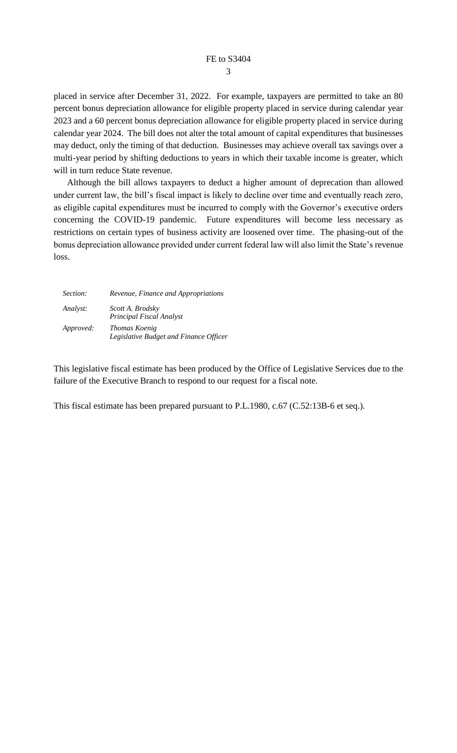placed in service after December 31, 2022. For example, taxpayers are permitted to take an 80 percent bonus depreciation allowance for eligible property placed in service during calendar year 2023 and a 60 percent bonus depreciation allowance for eligible property placed in service during calendar year 2024. The bill does not alter the total amount of capital expenditures that businesses may deduct, only the timing of that deduction. Businesses may achieve overall tax savings over a multi-year period by shifting deductions to years in which their taxable income is greater, which will in turn reduce State revenue.

Although the bill allows taxpayers to deduct a higher amount of deprecation than allowed under current law, the bill's fiscal impact is likely to decline over time and eventually reach zero, as eligible capital expenditures must be incurred to comply with the Governor's executive orders concerning the COVID-19 pandemic. Future expenditures will become less necessary as restrictions on certain types of business activity are loosened over time. The phasing-out of the bonus depreciation allowance provided under current federal law will also limit the State's revenue loss.

| | |
|---|---|
| *Section:* | *Revenue, Finance and Appropriations* |
| *Analyst:* | *Scott A. Brodsky*<br>*Principal Fiscal Analyst* |
| *Approved:* | *Thomas Koenig*<br>*Legislative Budget and Finance Officer* |

This legislative fiscal estimate has been produced by the Office of Legislative Services due to the failure of the Executive Branch to respond to our request for a fiscal note.

This fiscal estimate has been prepared pursuant to P.L.1980, c.67 (C.52:13B-6 et seq.).